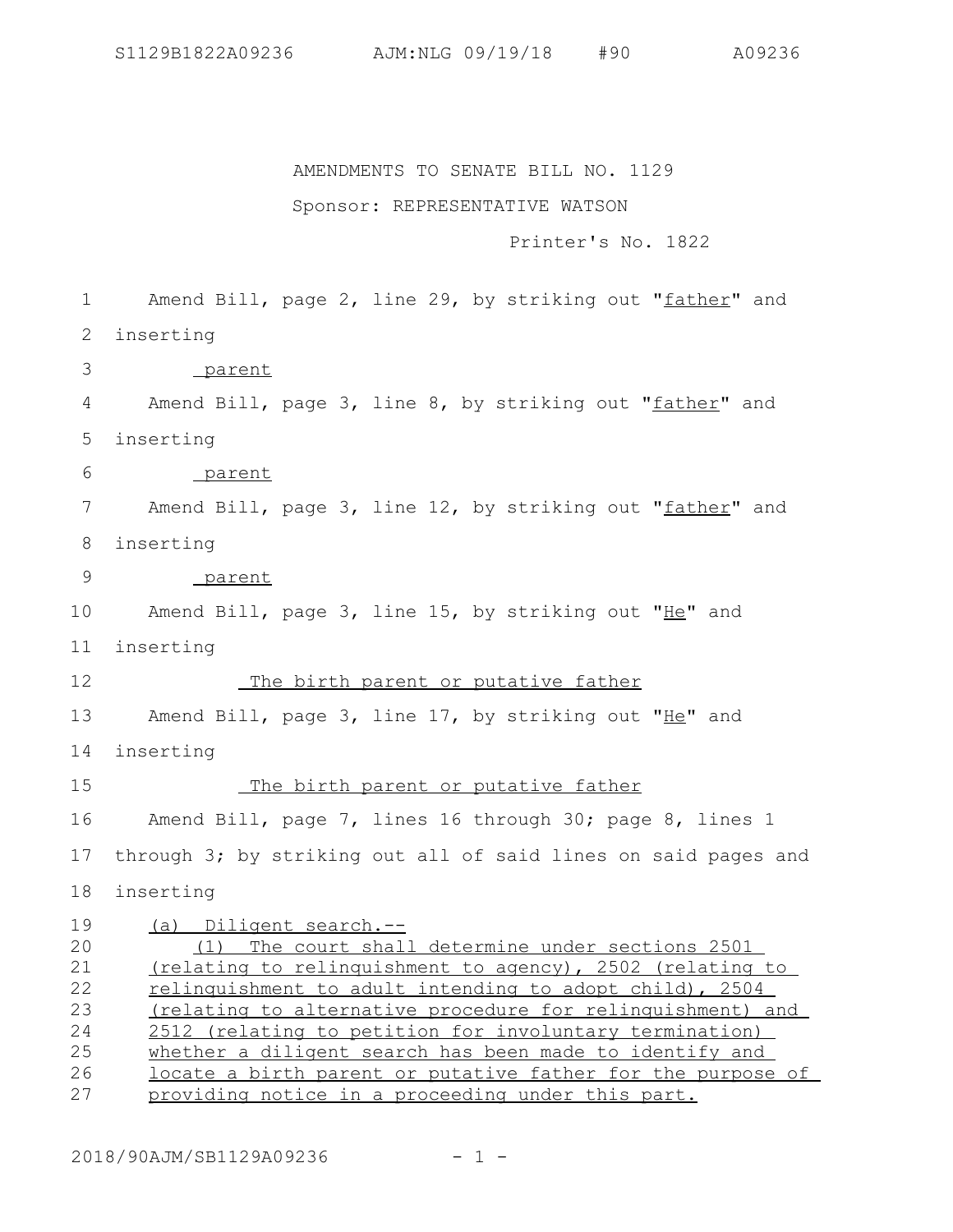AMENDMENTS TO SENATE BILL NO. 1129

Sponsor: REPRESENTATIVE WATSON

Printer's No. 1822

Amend Bill, page 2, line 29, by striking out "father" and inserting

parent

Amend Bill, page 3, line 8, by striking out "father" and inserting

parent

Amend Bill, page 3, line 12, by striking out "father" and inserting

parent

Amend Bill, page 3, line 15, by striking out "He" and inserting

The birth parent or putative father

Amend Bill, page 3, line 17, by striking out "He" and inserting

The birth parent or putative father

Amend Bill, page 7, lines 16 through 30; page 8, lines 1 through 3; by striking out all of said lines on said pages and inserting

(a) Diligent search.--

(1) The court shall determine under sections 2501 (relating to relinquishment to agency), 2502 (relating to relinquishment to adult intending to adopt child), 2504 (relating to alternative procedure for relinquishment) and 2512 (relating to petition for involuntary termination) whether a diligent search has been made to identify and locate a birth parent or putative father for the purpose of providing notice in a proceeding under this part.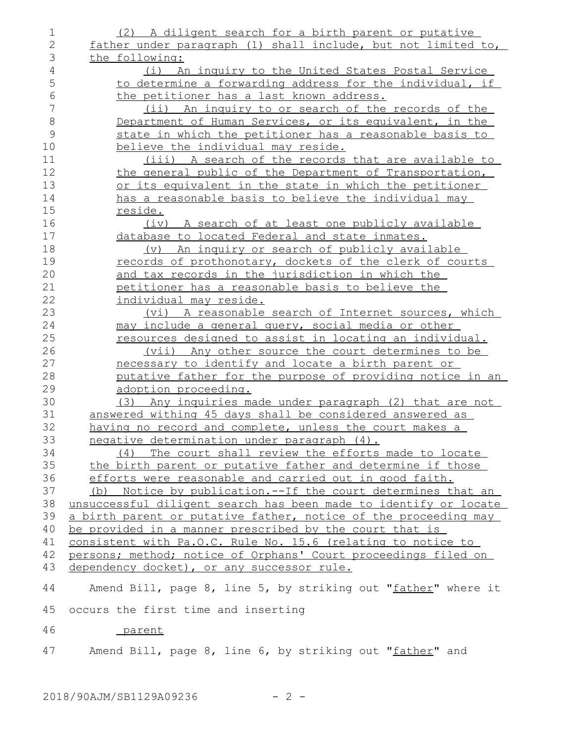(2) A diligent search for a birth parent or putative father under paragraph (1) shall include, but not limited to, the following:

(i) An inquiry to the United States Postal Service to determine a forwarding address for the individual, if the petitioner has a last known address.

(ii) An inquiry to or search of the records of the Department of Human Services, or its equivalent, in the state in which the petitioner has a reasonable basis to believe the individual may reside.

(iii) A search of the records that are available to the general public of the Department of Transportation, or its equivalent in the state in which the petitioner has a reasonable basis to believe the individual may reside.

(iv) A search of at least one publicly available database to located Federal and state inmates.

(v) An inquiry or search of publicly available records of prothonotary, dockets of the clerk of courts and tax records in the jurisdiction in which the petitioner has a reasonable basis to believe the individual may reside.

(vi) A reasonable search of Internet sources, which may include a general query, social media or other resources designed to assist in locating an individual.

(vii) Any other source the court determines to be necessary to identify and locate a birth parent or putative father for the purpose of providing notice in an adoption proceeding.

(3) Any inquiries made under paragraph (2) that are not answered withing 45 days shall be considered answered as having no record and complete, unless the court makes a negative determination under paragraph (4).

(4) The court shall review the efforts made to locate the birth parent or putative father and determine if those efforts were reasonable and carried out in good faith.

(b) Notice by publication.--If the court determines that an unsuccessful diligent search has been made to identify or locate a birth parent or putative father, notice of the proceeding may be provided in a manner prescribed by the court that is consistent with Pa.O.C. Rule No. 15.6 (relating to notice to persons; method; notice of Orphans' Court proceedings filed on dependency docket), or any successor rule.

Amend Bill, page 8, line 5, by striking out "father" where it occurs the first time and inserting

parent

Amend Bill, page 8, line 6, by striking out "father" and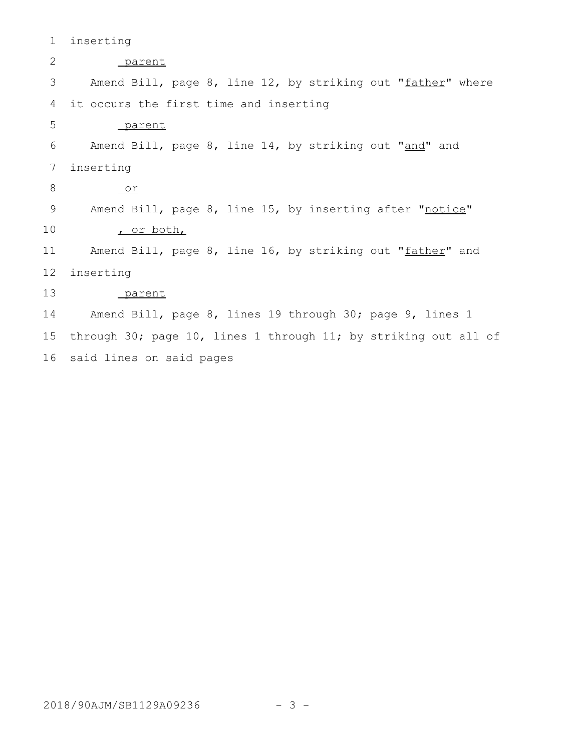inserting

parent

Amend Bill, page 8, line 12, by striking out "father" where it occurs the first time and inserting

parent

Amend Bill, page 8, line 14, by striking out "and" and inserting

or

Amend Bill, page 8, line 15, by inserting after "notice"

, or both,

Amend Bill, page 8, line 16, by striking out "father" and inserting

parent

Amend Bill, page 8, lines 19 through 30; page 9, lines 1 through 30; page 10, lines 1 through 11; by striking out all of said lines on said pages